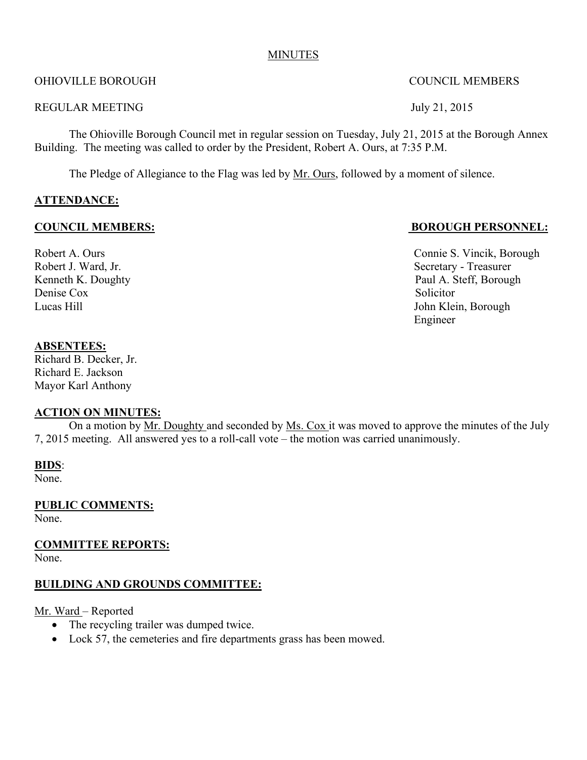MINUTES

OHIOVILLE BOROUGH COUNCIL MEMBERS

REGULAR MEETING July 21, 2015

The Ohioville Borough Council met in regular session on Tuesday, July 21, 2015 at the Borough Annex Building. The meeting was called to order by the President, Robert A. Ours, at 7:35 P.M.

The Pledge of Allegiance to the Flag was led by Mr. Ours, followed by a moment of silence.

**ATTENDANCE:**

**COUNCIL MEMBERS:**

Robert A. Ours
Robert J. Ward, Jr.
Kenneth K. Doughty
Denise Cox
Lucas Hill

**BOROUGH PERSONNEL:**

Connie S. Vincik, Borough Secretary - Treasurer
Paul A. Steff, Borough Solicitor
John Klein, Borough Engineer

**ABSENTEES:**

Richard B. Decker, Jr.
Richard E. Jackson
Mayor Karl Anthony

**ACTION ON MINUTES:**

On a motion by Mr. Doughty and seconded by Ms. Cox it was moved to approve the minutes of the July 7, 2015 meeting. All answered yes to a roll-call vote – the motion was carried unanimously.

**BIDS**:

None.

**PUBLIC COMMENTS:**

None.

**COMMITTEE REPORTS:**

None.

**BUILDING AND GROUNDS COMMITTEE:**

Mr. Ward – Reported

- The recycling trailer was dumped twice.
- Lock 57, the cemeteries and fire departments grass has been mowed.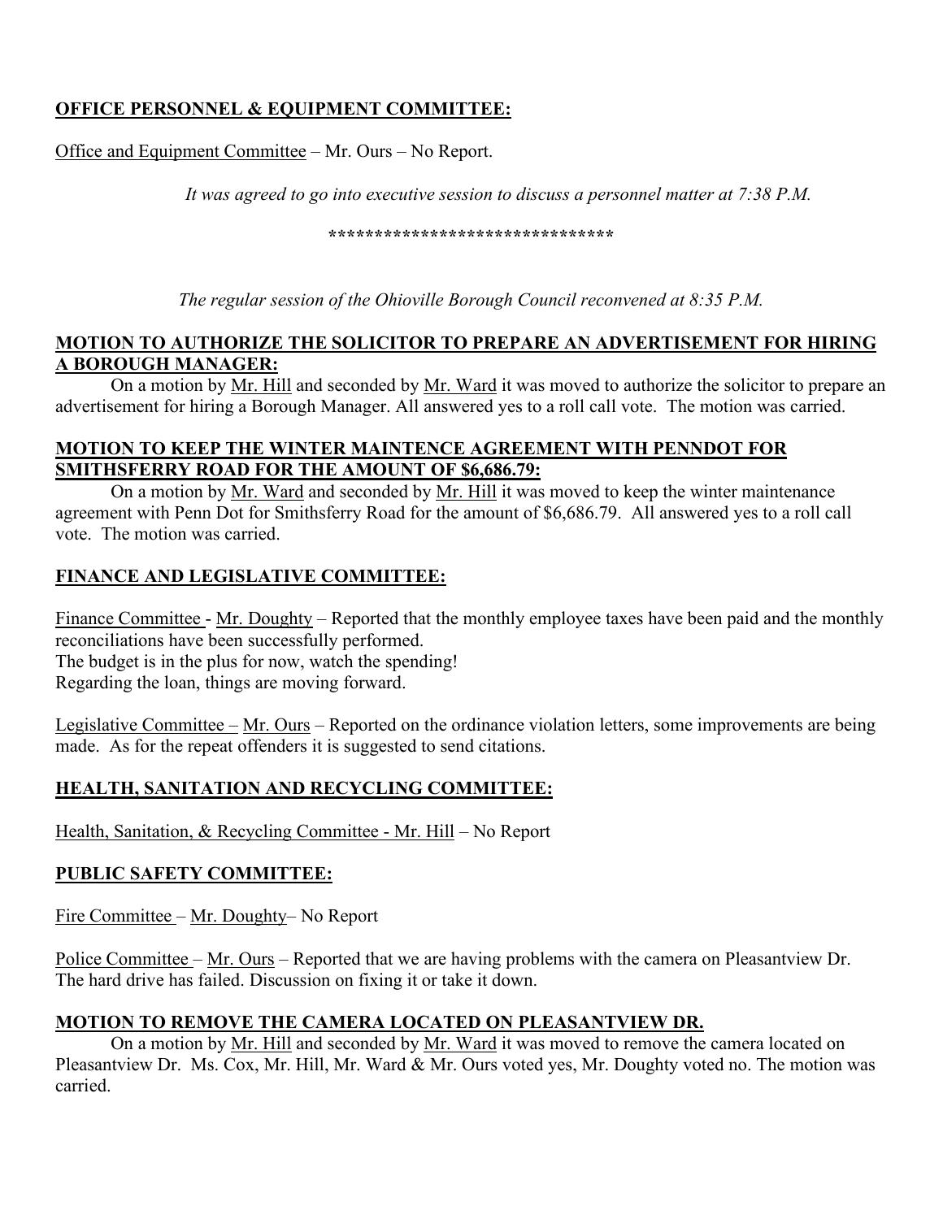**<u>OFFICE PERSONNEL & EQUIPMENT COMMITTEE:</u>**

<u>Office and Equipment Committee</u> – Mr. Ours – No Report.

*It was agreed to go into executive session to discuss a personnel matter at 7:38 P.M.*

*******************************

*The regular session of the Ohioville Borough Council reconvened at 8:35 P.M.*

**<u>MOTION TO AUTHORIZE THE SOLICITOR TO PREPARE AN ADVERTISEMENT FOR HIRING A BOROUGH MANAGER:</u>**

On a motion by <u>Mr. Hill</u> and seconded by <u>Mr. Ward</u> it was moved to authorize the solicitor to prepare an advertisement for hiring a Borough Manager. All answered yes to a roll call vote. The motion was carried.

**<u>MOTION TO KEEP THE WINTER MAINTENCE AGREEMENT WITH PENNDOT FOR SMITHSFERRY ROAD FOR THE AMOUNT OF $6,686.79:</u>**

On a motion by <u>Mr. Ward</u> and seconded by <u>Mr. Hill</u> it was moved to keep the winter maintenance agreement with Penn Dot for Smithsferry Road for the amount of $6,686.79. All answered yes to a roll call vote. The motion was carried.

**<u>FINANCE AND LEGISLATIVE COMMITTEE:</u>**

<u>Finance Committee</u> - <u>Mr. Doughty</u> – Reported that the monthly employee taxes have been paid and the monthly reconciliations have been successfully performed.
The budget is in the plus for now, watch the spending!
Regarding the loan, things are moving forward.

<u>Legislative Committee</u> – <u>Mr. Ours</u> – Reported on the ordinance violation letters, some improvements are being made. As for the repeat offenders it is suggested to send citations.

**<u>HEALTH, SANITATION AND RECYCLING COMMITTEE:</u>**

<u>Health, Sanitation, & Recycling Committee - Mr. Hill</u> – No Report

**<u>PUBLIC SAFETY COMMITTEE:</u>**

<u>Fire Committee</u> – <u>Mr. Doughty</u>– No Report

<u>Police Committee</u> – <u>Mr. Ours</u> – Reported that we are having problems with the camera on Pleasantview Dr. The hard drive has failed. Discussion on fixing it or take it down.

**<u>MOTION TO REMOVE THE CAMERA LOCATED ON PLEASANTVIEW DR.</u>**

On a motion by <u>Mr. Hill</u> and seconded by <u>Mr. Ward</u> it was moved to remove the camera located on Pleasantview Dr. Ms. Cox, Mr. Hill, Mr. Ward & Mr. Ours voted yes, Mr. Doughty voted no. The motion was carried.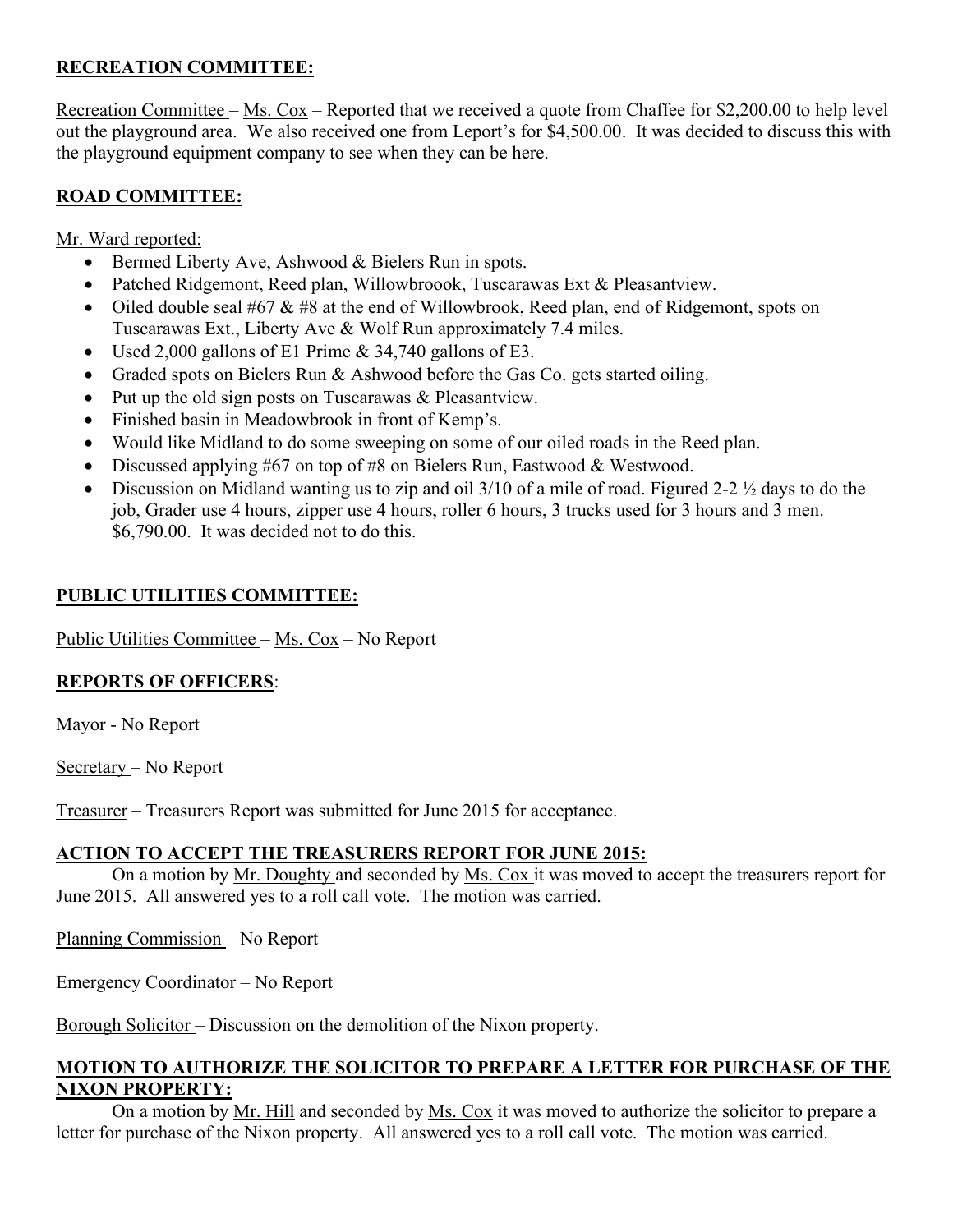## **RECREATION COMMITTEE:**

Recreation Committee – Ms. Cox – Reported that we received a quote from Chaffee for $2,200.00 to help level out the playground area. We also received one from Leport's for $4,500.00. It was decided to discuss this with the playground equipment company to see when they can be here.

## **ROAD COMMITTEE:**

Mr. Ward reported:

- Bermed Liberty Ave, Ashwood & Bielers Run in spots.
- Patched Ridgemont, Reed plan, Willowbroook, Tuscarawas Ext & Pleasantview.
- Oiled double seal #67 & #8 at the end of Willowbrook, Reed plan, end of Ridgemont, spots on Tuscarawas Ext., Liberty Ave & Wolf Run approximately 7.4 miles.
- Used 2,000 gallons of E1 Prime & 34,740 gallons of E3.
- Graded spots on Bielers Run & Ashwood before the Gas Co. gets started oiling.
- Put up the old sign posts on Tuscarawas & Pleasantview.
- Finished basin in Meadowbrook in front of Kemp's.
- Would like Midland to do some sweeping on some of our oiled roads in the Reed plan.
- Discussed applying #67 on top of #8 on Bielers Run, Eastwood & Westwood.
- Discussion on Midland wanting us to zip and oil 3/10 of a mile of road. Figured 2-2 ½ days to do the job, Grader use 4 hours, zipper use 4 hours, roller 6 hours, 3 trucks used for 3 hours and 3 men. $6,790.00. It was decided not to do this.

## **PUBLIC UTILITIES COMMITTEE:**

Public Utilities Committee – Ms. Cox – No Report

## **REPORTS OF OFFICERS**:

Mayor - No Report

Secretary – No Report

Treasurer – Treasurers Report was submitted for June 2015 for acceptance.

## **ACTION TO ACCEPT THE TREASURERS REPORT FOR JUNE 2015:**

On a motion by Mr. Doughty and seconded by Ms. Cox it was moved to accept the treasurers report for June 2015. All answered yes to a roll call vote. The motion was carried.

Planning Commission – No Report

Emergency Coordinator – No Report

Borough Solicitor – Discussion on the demolition of the Nixon property.

## **MOTION TO AUTHORIZE THE SOLICITOR TO PREPARE A LETTER FOR PURCHASE OF THE NIXON PROPERTY:**

On a motion by Mr. Hill and seconded by Ms. Cox it was moved to authorize the solicitor to prepare a letter for purchase of the Nixon property. All answered yes to a roll call vote. The motion was carried.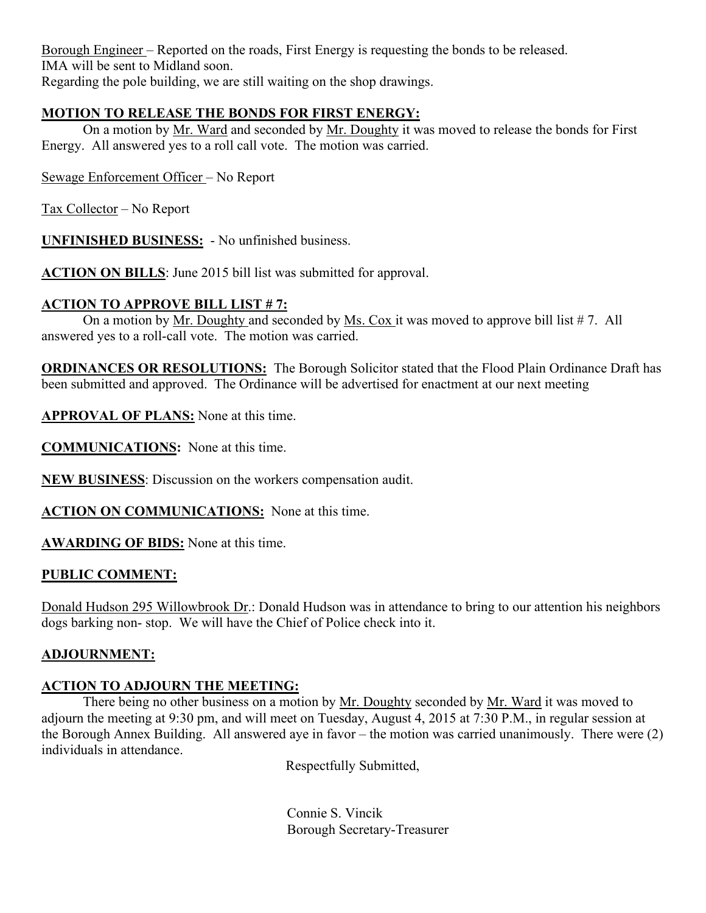Borough Engineer – Reported on the roads, First Energy is requesting the bonds to be released.
IMA will be sent to Midland soon.
Regarding the pole building, we are still waiting on the shop drawings.

**MOTION TO RELEASE THE BONDS FOR FIRST ENERGY:**

On a motion by Mr. Ward and seconded by Mr. Doughty it was moved to release the bonds for First Energy. All answered yes to a roll call vote. The motion was carried.

Sewage Enforcement Officer – No Report

Tax Collector – No Report

**UNFINISHED BUSINESS:** - No unfinished business.

**ACTION ON BILLS**: June 2015 bill list was submitted for approval.

**ACTION TO APPROVE BILL LIST # 7:**

On a motion by Mr. Doughty and seconded by Ms. Cox it was moved to approve bill list # 7. All answered yes to a roll-call vote. The motion was carried.

**ORDINANCES OR RESOLUTIONS:** The Borough Solicitor stated that the Flood Plain Ordinance Draft has been submitted and approved. The Ordinance will be advertised for enactment at our next meeting

**APPROVAL OF PLANS:** None at this time.

**COMMUNICATIONS:** None at this time.

**NEW BUSINESS**: Discussion on the workers compensation audit.

**ACTION ON COMMUNICATIONS:** None at this time.

**AWARDING OF BIDS:** None at this time.

**PUBLIC COMMENT:**

Donald Hudson 295 Willowbrook Dr.: Donald Hudson was in attendance to bring to our attention his neighbors dogs barking non- stop. We will have the Chief of Police check into it.

**ADJOURNMENT:**

**ACTION TO ADJOURN THE MEETING:**

There being no other business on a motion by Mr. Doughty seconded by Mr. Ward it was moved to adjourn the meeting at 9:30 pm, and will meet on Tuesday, August 4, 2015 at 7:30 P.M., in regular session at the Borough Annex Building. All answered aye in favor – the motion was carried unanimously. There were (2) individuals in attendance.

Respectfully Submitted,

Connie S. Vincik
Borough Secretary-Treasurer